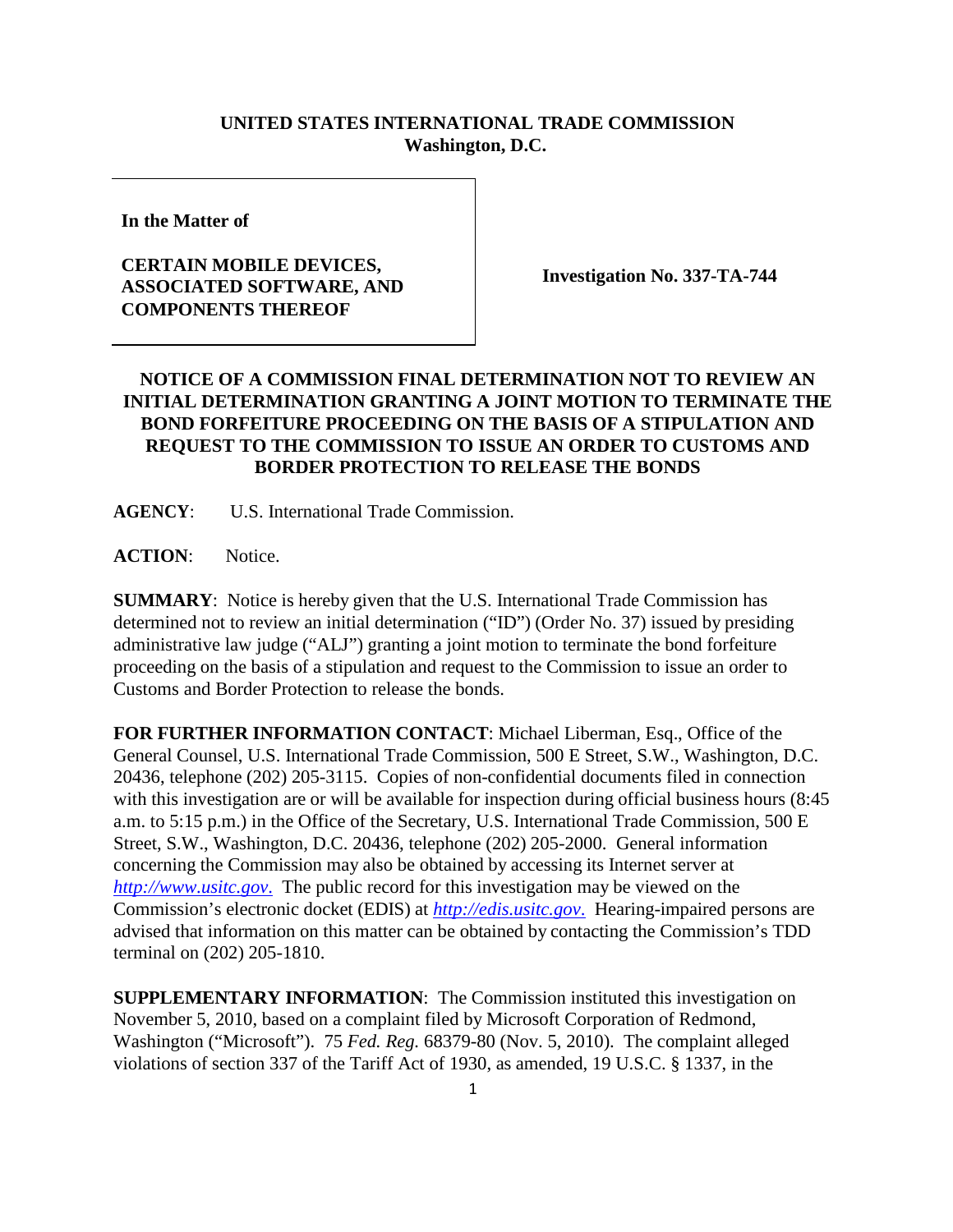**UNITED STATES INTERNATIONAL TRADE COMMISSION**
**Washington, D.C.**

**In the Matter of**

**CERTAIN MOBILE DEVICES, ASSOCIATED SOFTWARE, AND COMPONENTS THEREOF**

**Investigation No. 337-TA-744**

**NOTICE OF A COMMISSION FINAL DETERMINATION NOT TO REVIEW AN INITIAL DETERMINATION GRANTING A JOINT MOTION TO TERMINATE THE BOND FORFEITURE PROCEEDING ON THE BASIS OF A STIPULATION AND REQUEST TO THE COMMISSION TO ISSUE AN ORDER TO CUSTOMS AND BORDER PROTECTION TO RELEASE THE BONDS**

**AGENCY**: U.S. International Trade Commission.

**ACTION**: Notice.

**SUMMARY**: Notice is hereby given that the U.S. International Trade Commission has determined not to review an initial determination ("ID") (Order No. 37) issued by presiding administrative law judge ("ALJ") granting a joint motion to terminate the bond forfeiture proceeding on the basis of a stipulation and request to the Commission to issue an order to Customs and Border Protection to release the bonds.

**FOR FURTHER INFORMATION CONTACT**: Michael Liberman, Esq., Office of the General Counsel, U.S. International Trade Commission, 500 E Street, S.W., Washington, D.C. 20436, telephone (202) 205-3115. Copies of non-confidential documents filed in connection with this investigation are or will be available for inspection during official business hours (8:45 a.m. to 5:15 p.m.) in the Office of the Secretary, U.S. International Trade Commission, 500 E Street, S.W., Washington, D.C. 20436, telephone (202) 205-2000. General information concerning the Commission may also be obtained by accessing its Internet server at *http://www.usitc.gov*. The public record for this investigation may be viewed on the Commission's electronic docket (EDIS) at *http://edis.usitc.gov*. Hearing-impaired persons are advised that information on this matter can be obtained by contacting the Commission's TDD terminal on (202) 205-1810.

**SUPPLEMENTARY INFORMATION**: The Commission instituted this investigation on November 5, 2010, based on a complaint filed by Microsoft Corporation of Redmond, Washington ("Microsoft"). 75 *Fed. Reg.* 68379-80 (Nov. 5, 2010). The complaint alleged violations of section 337 of the Tariff Act of 1930, as amended, 19 U.S.C. § 1337, in the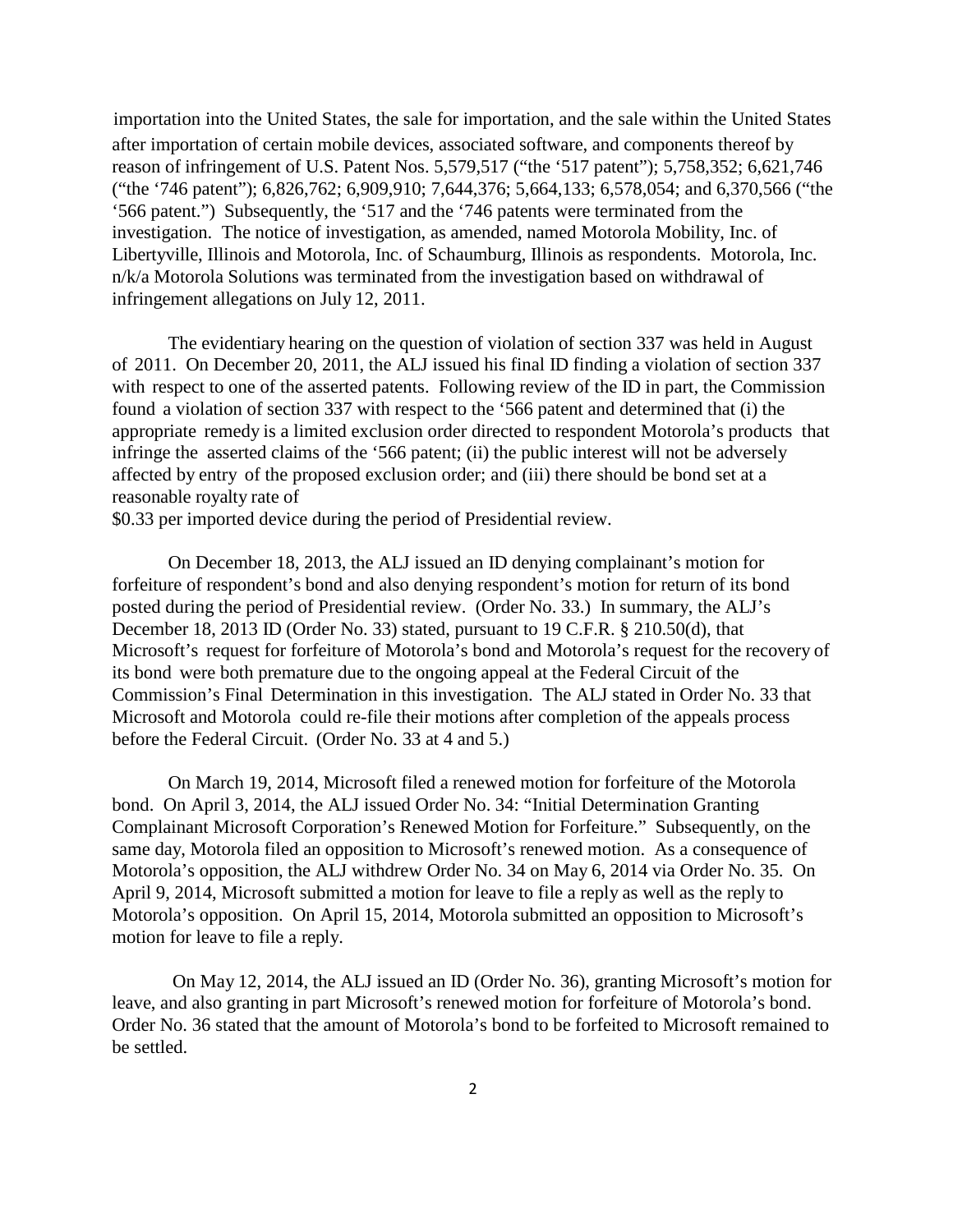importation into the United States, the sale for importation, and the sale within the United States after importation of certain mobile devices, associated software, and components thereof by reason of infringement of U.S. Patent Nos. 5,579,517 ("the '517 patent"); 5,758,352; 6,621,746 ("the '746 patent"); 6,826,762; 6,909,910; 7,644,376; 5,664,133; 6,578,054; and 6,370,566 ("the '566 patent.") Subsequently, the '517 and the '746 patents were terminated from the investigation. The notice of investigation, as amended, named Motorola Mobility, Inc. of Libertyville, Illinois and Motorola, Inc. of Schaumburg, Illinois as respondents. Motorola, Inc. n/k/a Motorola Solutions was terminated from the investigation based on withdrawal of infringement allegations on July 12, 2011.

The evidentiary hearing on the question of violation of section 337 was held in August of 2011. On December 20, 2011, the ALJ issued his final ID finding a violation of section 337 with respect to one of the asserted patents. Following review of the ID in part, the Commission found a violation of section 337 with respect to the '566 patent and determined that (i) the appropriate remedy is a limited exclusion order directed to respondent Motorola's products that infringe the asserted claims of the '566 patent; (ii) the public interest will not be adversely affected by entry of the proposed exclusion order; and (iii) there should be bond set at a reasonable royalty rate of
$0.33 per imported device during the period of Presidential review.

On December 18, 2013, the ALJ issued an ID denying complainant's motion for forfeiture of respondent's bond and also denying respondent's motion for return of its bond posted during the period of Presidential review. (Order No. 33.) In summary, the ALJ's December 18, 2013 ID (Order No. 33) stated, pursuant to 19 C.F.R. § 210.50(d), that Microsoft's request for forfeiture of Motorola's bond and Motorola's request for the recovery of its bond were both premature due to the ongoing appeal at the Federal Circuit of the Commission's Final Determination in this investigation. The ALJ stated in Order No. 33 that Microsoft and Motorola could re-file their motions after completion of the appeals process before the Federal Circuit. (Order No. 33 at 4 and 5.)

On March 19, 2014, Microsoft filed a renewed motion for forfeiture of the Motorola bond. On April 3, 2014, the ALJ issued Order No. 34: "Initial Determination Granting Complainant Microsoft Corporation's Renewed Motion for Forfeiture." Subsequently, on the same day, Motorola filed an opposition to Microsoft's renewed motion. As a consequence of Motorola's opposition, the ALJ withdrew Order No. 34 on May 6, 2014 via Order No. 35. On April 9, 2014, Microsoft submitted a motion for leave to file a reply as well as the reply to Motorola's opposition. On April 15, 2014, Motorola submitted an opposition to Microsoft's motion for leave to file a reply.

On May 12, 2014, the ALJ issued an ID (Order No. 36), granting Microsoft's motion for leave, and also granting in part Microsoft's renewed motion for forfeiture of Motorola's bond. Order No. 36 stated that the amount of Motorola's bond to be forfeited to Microsoft remained to be settled.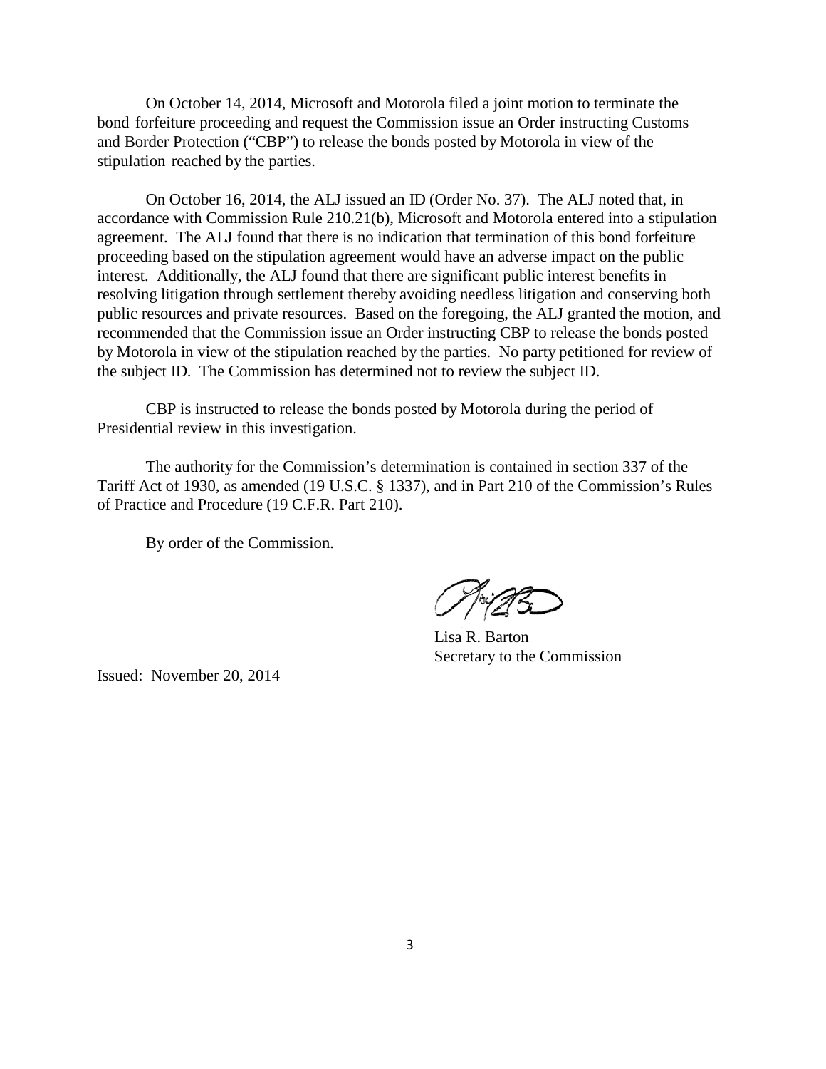On October 14, 2014, Microsoft and Motorola filed a joint motion to terminate the bond forfeiture proceeding and request the Commission issue an Order instructing Customs and Border Protection ("CBP") to release the bonds posted by Motorola in view of the stipulation reached by the parties.

On October 16, 2014, the ALJ issued an ID (Order No. 37). The ALJ noted that, in accordance with Commission Rule 210.21(b), Microsoft and Motorola entered into a stipulation agreement. The ALJ found that there is no indication that termination of this bond forfeiture proceeding based on the stipulation agreement would have an adverse impact on the public interest. Additionally, the ALJ found that there are significant public interest benefits in resolving litigation through settlement thereby avoiding needless litigation and conserving both public resources and private resources. Based on the foregoing, the ALJ granted the motion, and recommended that the Commission issue an Order instructing CBP to release the bonds posted by Motorola in view of the stipulation reached by the parties. No party petitioned for review of the subject ID. The Commission has determined not to review the subject ID.

CBP is instructed to release the bonds posted by Motorola during the period of Presidential review in this investigation.

The authority for the Commission's determination is contained in section 337 of the Tariff Act of 1930, as amended (19 U.S.C. § 1337), and in Part 210 of the Commission's Rules of Practice and Procedure (19 C.F.R. Part 210).

By order of the Commission.

Lisa R. Barton
Secretary to the Commission

Issued: November 20, 2014